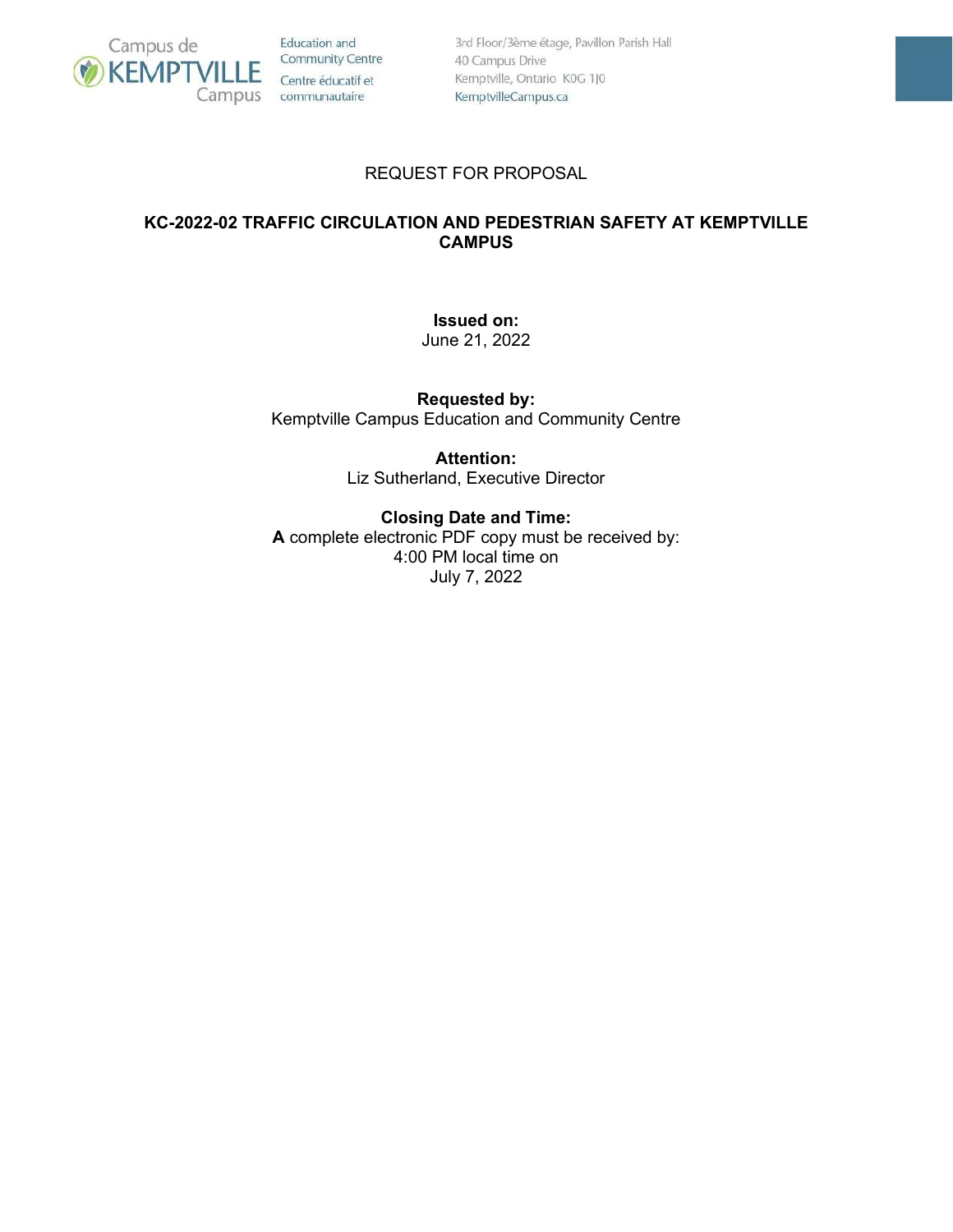Campus de KEMPTVILLE Campus

Education and Community Centre
Centre éducatif et communautaire

3rd Floor/3ème étage, Pavillon Parish Hall
40 Campus Drive
Kemptville, Ontario K0G 1J0
KemptvilleCampus.ca

REQUEST FOR PROPOSAL

# KC-2022-02 TRAFFIC CIRCULATION AND PEDESTRIAN SAFETY AT KEMPTVILLE CAMPUS

**Issued on:**
June 21, 2022

**Requested by:**
Kemptville Campus Education and Community Centre

**Attention:**
Liz Sutherland, Executive Director

**Closing Date and Time:**
**A** complete electronic PDF copy must be received by:
4:00 PM local time on
July 7, 2022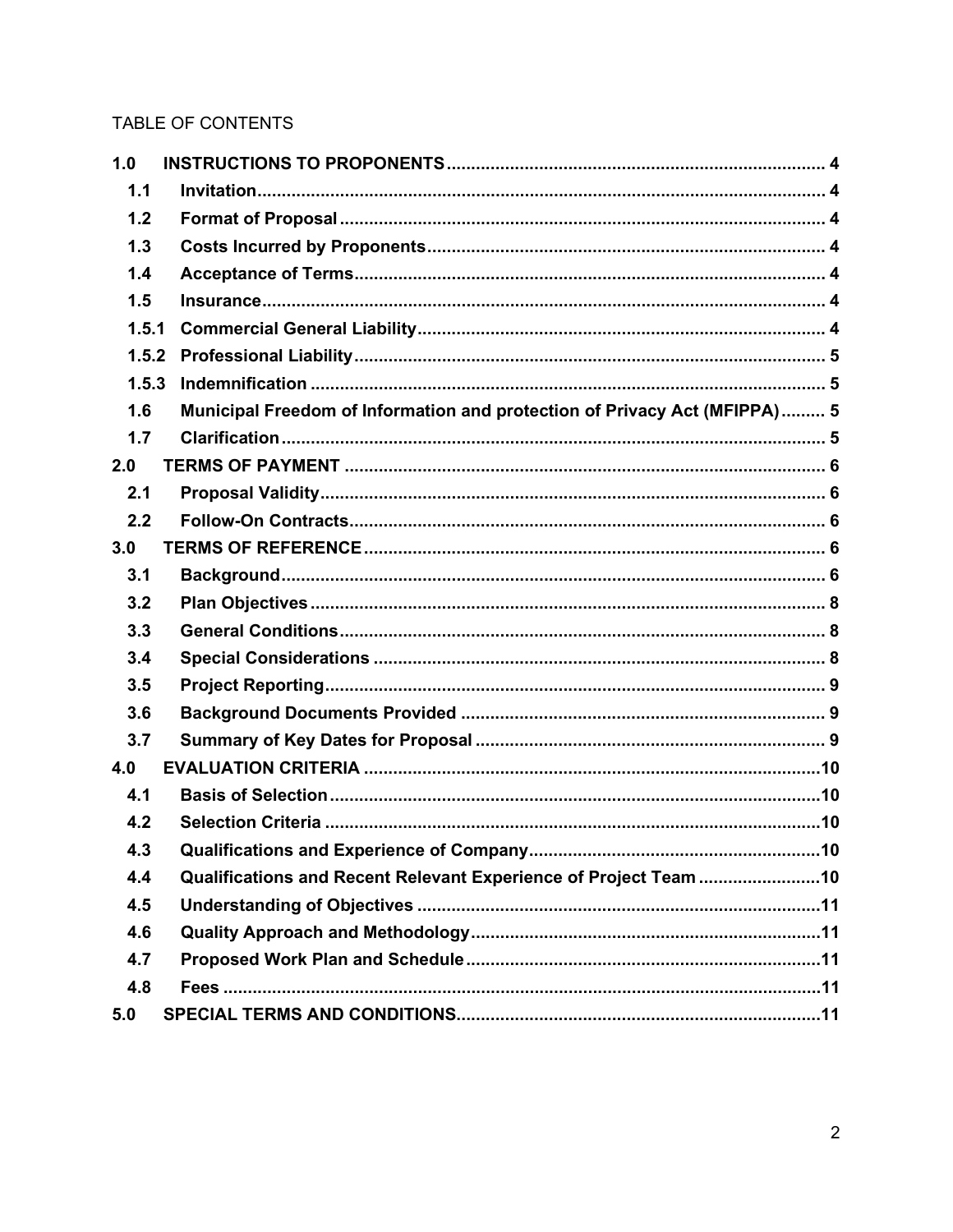TABLE OF CONTENTS

| | | |
|---|---|---|
| **1.0** | **INSTRUCTIONS TO PROPONENTS** | **4** |
| **1.1** | **Invitation** | **4** |
| **1.2** | **Format of Proposal** | **4** |
| **1.3** | **Costs Incurred by Proponents** | **4** |
| **1.4** | **Acceptance of Terms** | **4** |
| **1.5** | **Insurance** | **4** |
| **1.5.1** | **Commercial General Liability** | **4** |
| **1.5.2** | **Professional Liability** | **5** |
| **1.5.3** | **Indemnification** | **5** |
| **1.6** | **Municipal Freedom of Information and protection of Privacy Act (MFIPPA)** | **5** |
| **1.7** | **Clarification** | **5** |
| **2.0** | **TERMS OF PAYMENT** | **6** |
| **2.1** | **Proposal Validity** | **6** |
| **2.2** | **Follow-On Contracts** | **6** |
| **3.0** | **TERMS OF REFERENCE** | **6** |
| **3.1** | **Background** | **6** |
| **3.2** | **Plan Objectives** | **8** |
| **3.3** | **General Conditions** | **8** |
| **3.4** | **Special Considerations** | **8** |
| **3.5** | **Project Reporting** | **9** |
| **3.6** | **Background Documents Provided** | **9** |
| **3.7** | **Summary of Key Dates for Proposal** | **9** |
| **4.0** | **EVALUATION CRITERIA** | **10** |
| **4.1** | **Basis of Selection** | **10** |
| **4.2** | **Selection Criteria** | **10** |
| **4.3** | **Qualifications and Experience of Company** | **10** |
| **4.4** | **Qualifications and Recent Relevant Experience of Project Team** | **10** |
| **4.5** | **Understanding of Objectives** | **11** |
| **4.6** | **Quality Approach and Methodology** | **11** |
| **4.7** | **Proposed Work Plan and Schedule** | **11** |
| **4.8** | **Fees** | **11** |
| **5.0** | **SPECIAL TERMS AND CONDITIONS** | **11** |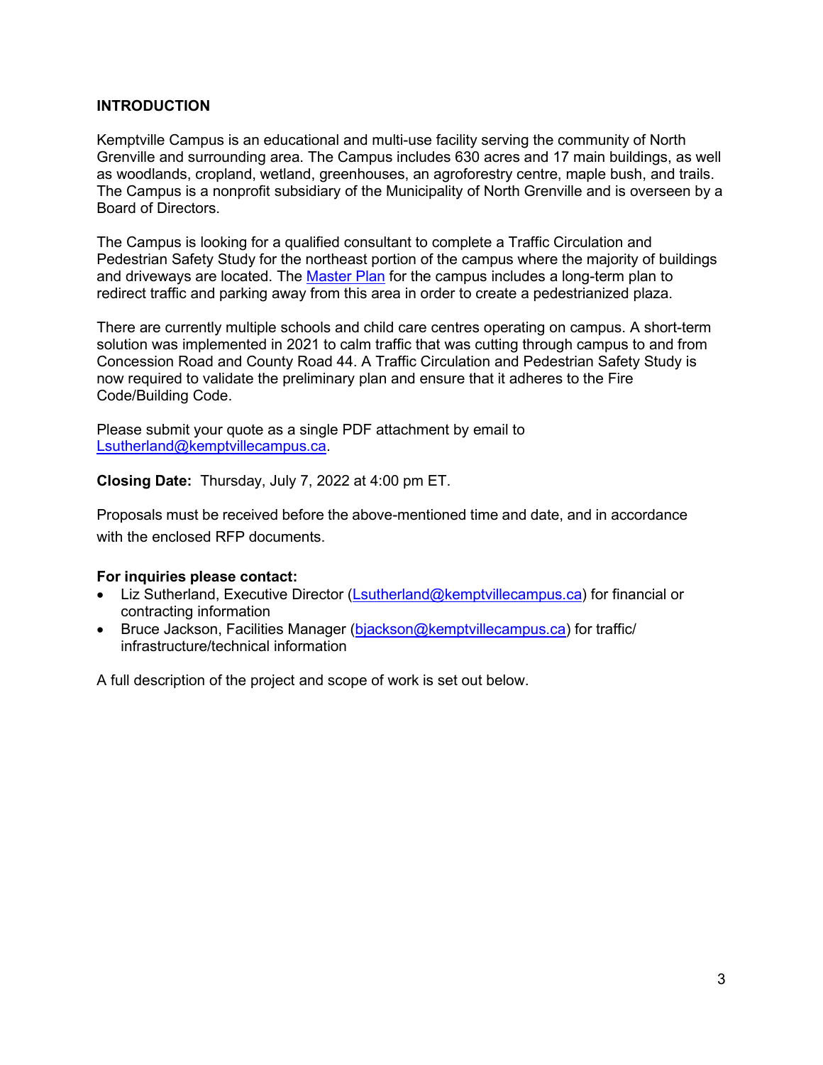## INTRODUCTION

Kemptville Campus is an educational and multi-use facility serving the community of North Grenville and surrounding area. The Campus includes 630 acres and 17 main buildings, as well as woodlands, cropland, wetland, greenhouses, an agroforestry centre, maple bush, and trails. The Campus is a nonprofit subsidiary of the Municipality of North Grenville and is overseen by a Board of Directors.

The Campus is looking for a qualified consultant to complete a Traffic Circulation and Pedestrian Safety Study for the northeast portion of the campus where the majority of buildings and driveways are located. The Master Plan for the campus includes a long-term plan to redirect traffic and parking away from this area in order to create a pedestrianized plaza.

There are currently multiple schools and child care centres operating on campus. A short-term solution was implemented in 2021 to calm traffic that was cutting through campus to and from Concession Road and County Road 44. A Traffic Circulation and Pedestrian Safety Study is now required to validate the preliminary plan and ensure that it adheres to the Fire Code/Building Code.

Please submit your quote as a single PDF attachment by email to Lsutherland@kemptvillecampus.ca.

**Closing Date:** Thursday, July 7, 2022 at 4:00 pm ET.

Proposals must be received before the above-mentioned time and date, and in accordance with the enclosed RFP documents.

**For inquiries please contact:**

- Liz Sutherland, Executive Director (Lsutherland@kemptvillecampus.ca) for financial or contracting information
- Bruce Jackson, Facilities Manager (bjackson@kemptvillecampus.ca) for traffic/ infrastructure/technical information

A full description of the project and scope of work is set out below.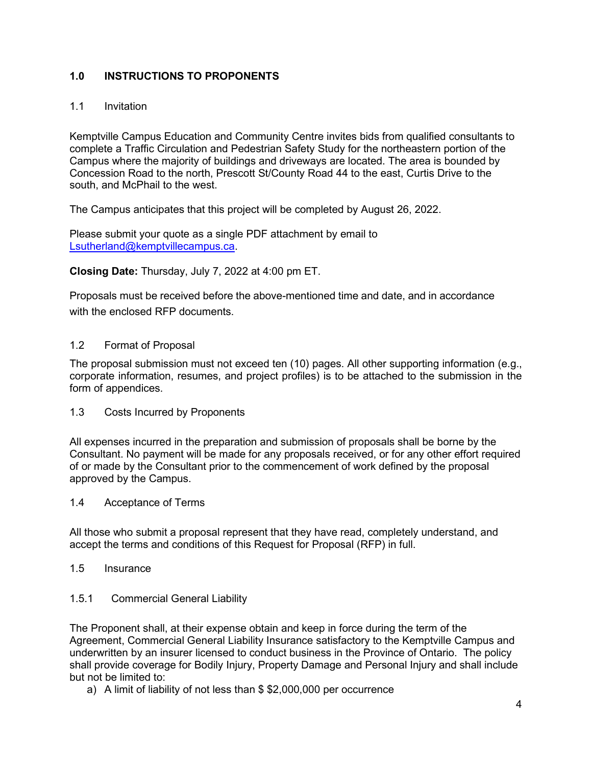## 1.0 INSTRUCTIONS TO PROPONENTS

### 1.1 Invitation

Kemptville Campus Education and Community Centre invites bids from qualified consultants to complete a Traffic Circulation and Pedestrian Safety Study for the northeastern portion of the Campus where the majority of buildings and driveways are located. The area is bounded by Concession Road to the north, Prescott St/County Road 44 to the east, Curtis Drive to the south, and McPhail to the west.

The Campus anticipates that this project will be completed by August 26, 2022.

Please submit your quote as a single PDF attachment by email to Lsutherland@kemptvillecampus.ca.

**Closing Date:** Thursday, July 7, 2022 at 4:00 pm ET.

Proposals must be received before the above-mentioned time and date, and in accordance with the enclosed RFP documents.

### 1.2 Format of Proposal

The proposal submission must not exceed ten (10) pages. All other supporting information (e.g., corporate information, resumes, and project profiles) is to be attached to the submission in the form of appendices.

### 1.3 Costs Incurred by Proponents

All expenses incurred in the preparation and submission of proposals shall be borne by the Consultant. No payment will be made for any proposals received, or for any other effort required of or made by the Consultant prior to the commencement of work defined by the proposal approved by the Campus.

### 1.4 Acceptance of Terms

All those who submit a proposal represent that they have read, completely understand, and accept the terms and conditions of this Request for Proposal (RFP) in full.

### 1.5 Insurance

#### 1.5.1 Commercial General Liability

The Proponent shall, at their expense obtain and keep in force during the term of the Agreement, Commercial General Liability Insurance satisfactory to the Kemptville Campus and underwritten by an insurer licensed to conduct business in the Province of Ontario. The policy shall provide coverage for Bodily Injury, Property Damage and Personal Injury and shall include but not be limited to:

a) A limit of liability of not less than $ $2,000,000 per occurrence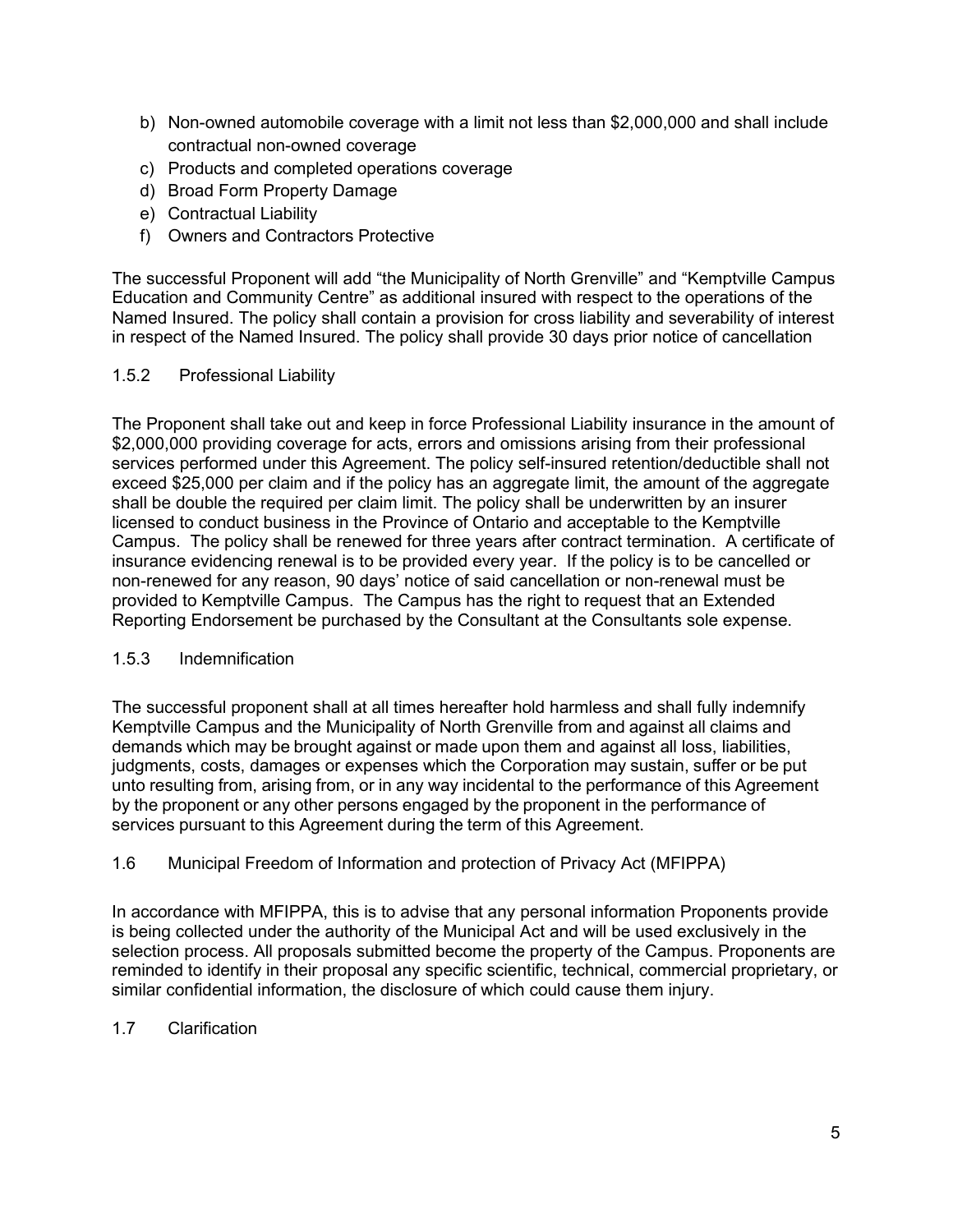b) Non-owned automobile coverage with a limit not less than $2,000,000 and shall include contractual non-owned coverage
c) Products and completed operations coverage
d) Broad Form Property Damage
e) Contractual Liability
f) Owners and Contractors Protective

The successful Proponent will add “the Municipality of North Grenville” and “Kemptville Campus Education and Community Centre” as additional insured with respect to the operations of the Named Insured. The policy shall contain a provision for cross liability and severability of interest in respect of the Named Insured. The policy shall provide 30 days prior notice of cancellation

### 1.5.2 Professional Liability

The Proponent shall take out and keep in force Professional Liability insurance in the amount of $2,000,000 providing coverage for acts, errors and omissions arising from their professional services performed under this Agreement. The policy self-insured retention/deductible shall not exceed $25,000 per claim and if the policy has an aggregate limit, the amount of the aggregate shall be double the required per claim limit. The policy shall be underwritten by an insurer licensed to conduct business in the Province of Ontario and acceptable to the Kemptville Campus. The policy shall be renewed for three years after contract termination. A certificate of insurance evidencing renewal is to be provided every year. If the policy is to be cancelled or non-renewed for any reason, 90 days' notice of said cancellation or non-renewal must be provided to Kemptville Campus. The Campus has the right to request that an Extended Reporting Endorsement be purchased by the Consultant at the Consultants sole expense.

### 1.5.3 Indemnification

The successful proponent shall at all times hereafter hold harmless and shall fully indemnify Kemptville Campus and the Municipality of North Grenville from and against all claims and demands which may be brought against or made upon them and against all loss, liabilities, judgments, costs, damages or expenses which the Corporation may sustain, suffer or be put unto resulting from, arising from, or in any way incidental to the performance of this Agreement by the proponent or any other persons engaged by the proponent in the performance of services pursuant to this Agreement during the term of this Agreement.

## 1.6 Municipal Freedom of Information and protection of Privacy Act (MFIPPA)

In accordance with MFIPPA, this is to advise that any personal information Proponents provide is being collected under the authority of the Municipal Act and will be used exclusively in the selection process. All proposals submitted become the property of the Campus. Proponents are reminded to identify in their proposal any specific scientific, technical, commercial proprietary, or similar confidential information, the disclosure of which could cause them injury.

## 1.7 Clarification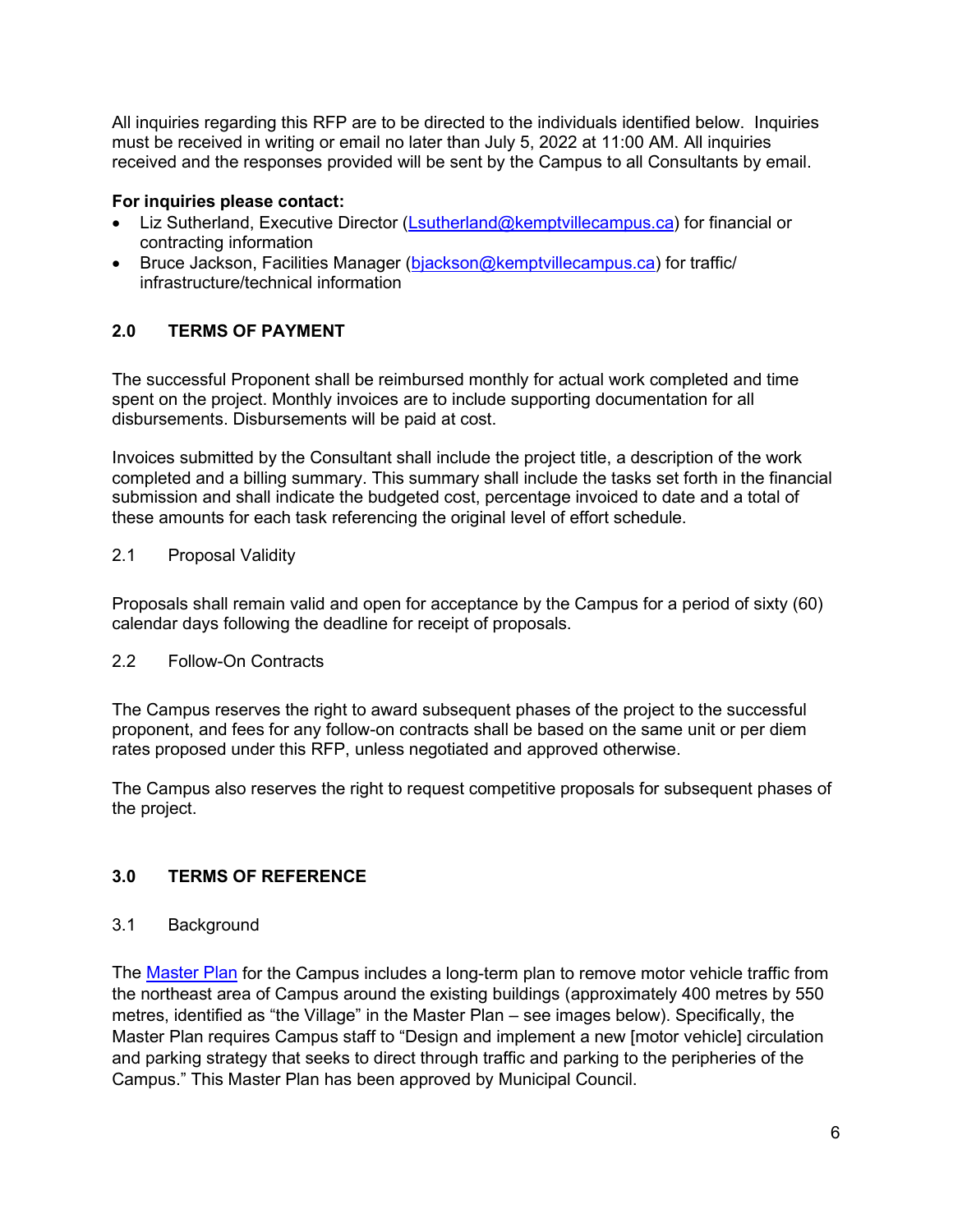All inquiries regarding this RFP are to be directed to the individuals identified below. Inquiries must be received in writing or email no later than July 5, 2022 at 11:00 AM. All inquiries received and the responses provided will be sent by the Campus to all Consultants by email.

**For inquiries please contact:**

- Liz Sutherland, Executive Director (Lsutherland@kemptvillecampus.ca) for financial or contracting information
- Bruce Jackson, Facilities Manager (bjackson@kemptvillecampus.ca) for traffic/ infrastructure/technical information

## 2.0 TERMS OF PAYMENT

The successful Proponent shall be reimbursed monthly for actual work completed and time spent on the project. Monthly invoices are to include supporting documentation for all disbursements. Disbursements will be paid at cost.

Invoices submitted by the Consultant shall include the project title, a description of the work completed and a billing summary. This summary shall include the tasks set forth in the financial submission and shall indicate the budgeted cost, percentage invoiced to date and a total of these amounts for each task referencing the original level of effort schedule.

### 2.1 Proposal Validity

Proposals shall remain valid and open for acceptance by the Campus for a period of sixty (60) calendar days following the deadline for receipt of proposals.

### 2.2 Follow-On Contracts

The Campus reserves the right to award subsequent phases of the project to the successful proponent, and fees for any follow-on contracts shall be based on the same unit or per diem rates proposed under this RFP, unless negotiated and approved otherwise.

The Campus also reserves the right to request competitive proposals for subsequent phases of the project.

## 3.0 TERMS OF REFERENCE

### 3.1 Background

The Master Plan for the Campus includes a long-term plan to remove motor vehicle traffic from the northeast area of Campus around the existing buildings (approximately 400 metres by 550 metres, identified as “the Village” in the Master Plan – see images below). Specifically, the Master Plan requires Campus staff to “Design and implement a new [motor vehicle] circulation and parking strategy that seeks to direct through traffic and parking to the peripheries of the Campus.” This Master Plan has been approved by Municipal Council.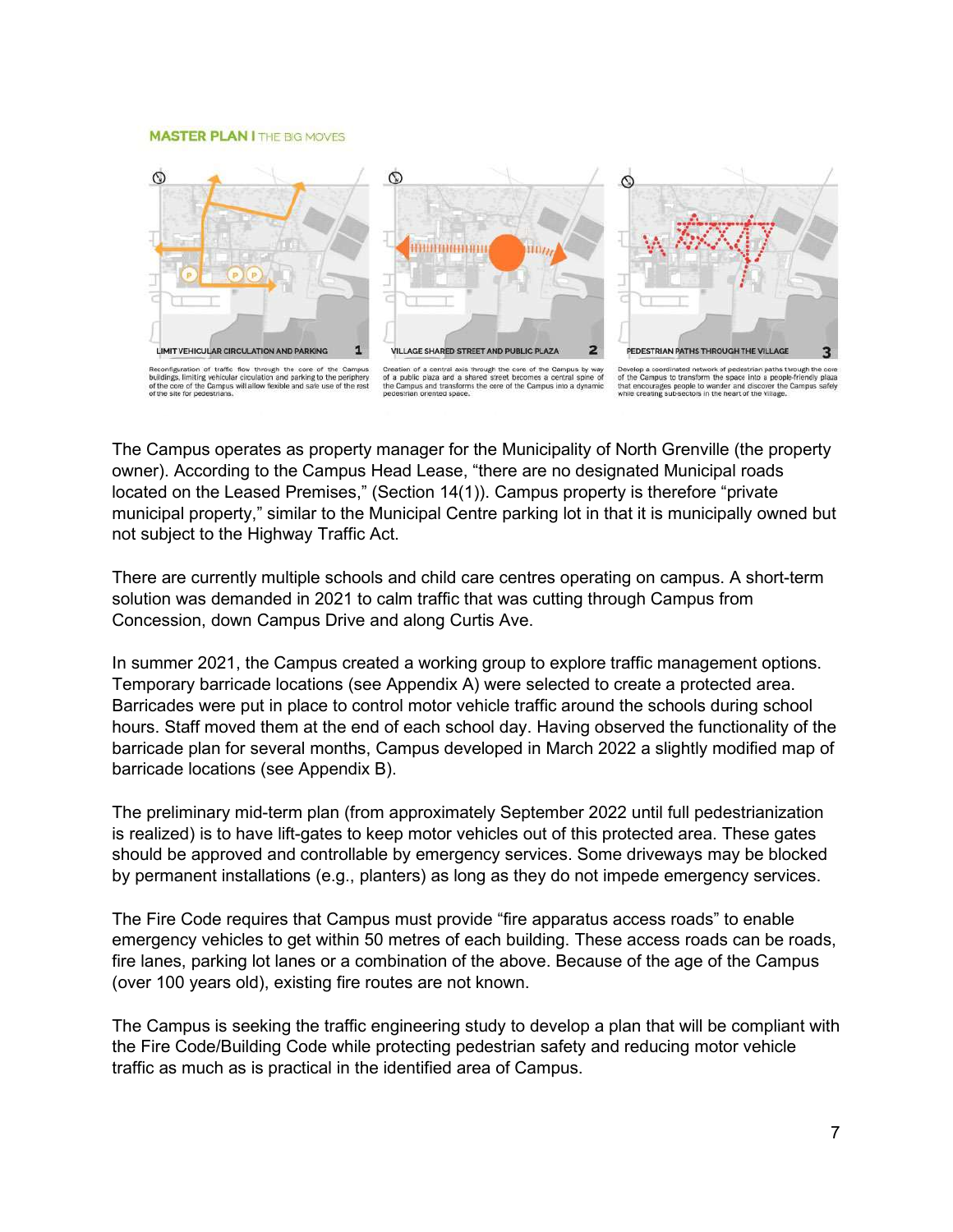MASTER PLAN I THE BIG MOVES

LIMIT VEHICULAR CIRCULATION AND PARKING 1

Reconfiguration of traffic flow through the core of the Campus buildings, limiting vehicular circulation and parking to the periphery of the core of the Campus will allow flexible and safe use of the rest of the site for pedestrians.

VILLAGE SHARED STREET AND PUBLIC PLAZA 2

Creation of a central axis through the core of the Campus by way of a public plaza and a shared street becomes a central spine of the Campus and transforms the core of the Campus into a dynamic pedestrian oriented space.

PEDESTRIAN PATHS THROUGH THE VILLAGE 3

Develop a coordinated network of pedestrian paths through the core of the Campus to transform the space into a people-friendly plaza that encourages people to wander and discover the Campus safely while creating sub-sectors in the heart of the Village.

The Campus operates as property manager for the Municipality of North Grenville (the property owner). According to the Campus Head Lease, "there are no designated Municipal roads located on the Leased Premises," (Section 14(1)). Campus property is therefore "private municipal property," similar to the Municipal Centre parking lot in that it is municipally owned but not subject to the Highway Traffic Act.

There are currently multiple schools and child care centres operating on campus. A short-term solution was demanded in 2021 to calm traffic that was cutting through Campus from Concession, down Campus Drive and along Curtis Ave.

In summer 2021, the Campus created a working group to explore traffic management options. Temporary barricade locations (see Appendix A) were selected to create a protected area. Barricades were put in place to control motor vehicle traffic around the schools during school hours. Staff moved them at the end of each school day. Having observed the functionality of the barricade plan for several months, Campus developed in March 2022 a slightly modified map of barricade locations (see Appendix B).

The preliminary mid-term plan (from approximately September 2022 until full pedestrianization is realized) is to have lift-gates to keep motor vehicles out of this protected area. These gates should be approved and controllable by emergency services. Some driveways may be blocked by permanent installations (e.g., planters) as long as they do not impede emergency services.

The Fire Code requires that Campus must provide "fire apparatus access roads" to enable emergency vehicles to get within 50 metres of each building. These access roads can be roads, fire lanes, parking lot lanes or a combination of the above. Because of the age of the Campus (over 100 years old), existing fire routes are not known.

The Campus is seeking the traffic engineering study to develop a plan that will be compliant with the Fire Code/Building Code while protecting pedestrian safety and reducing motor vehicle traffic as much as is practical in the identified area of Campus.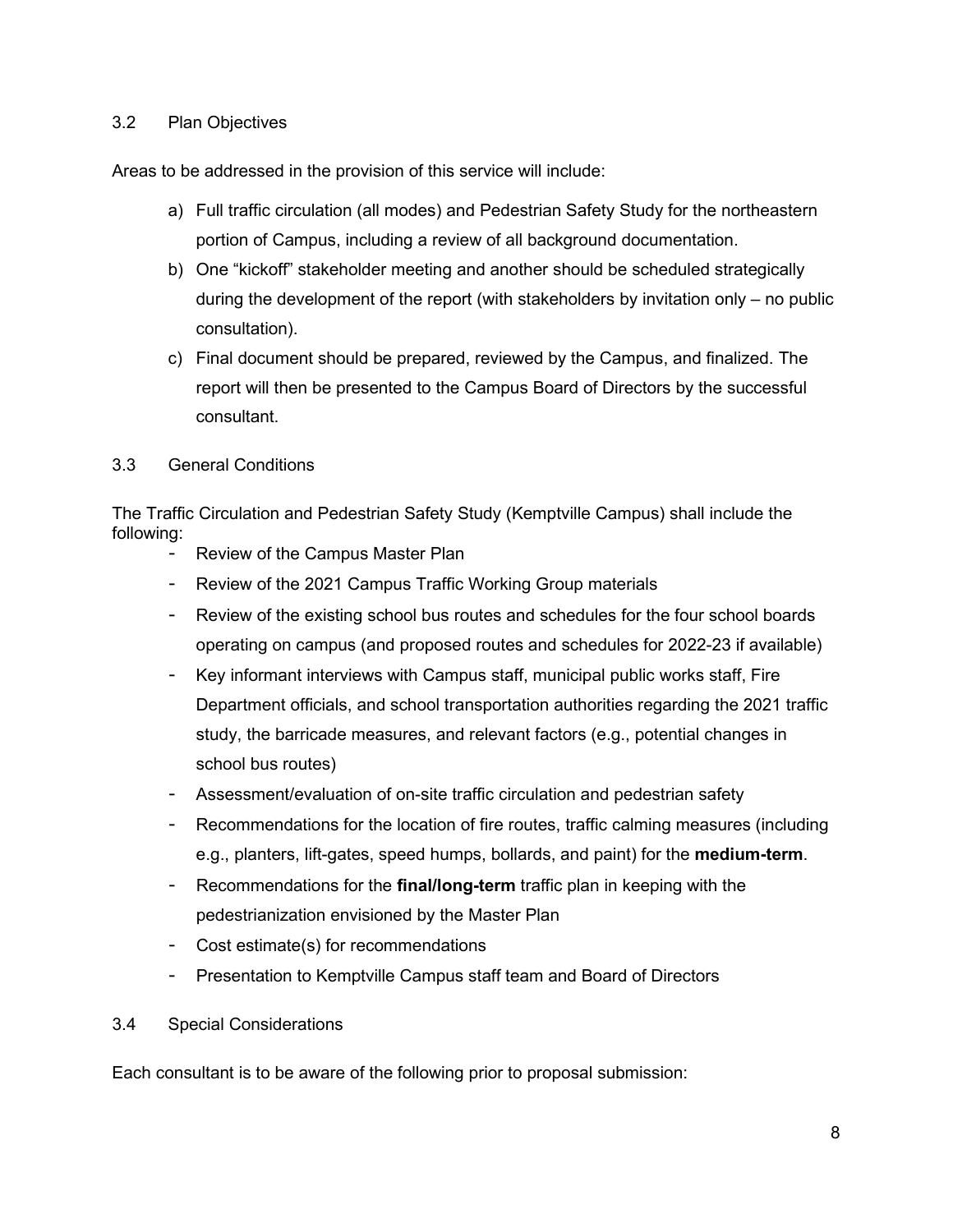### 3.2 Plan Objectives

Areas to be addressed in the provision of this service will include:

a) Full traffic circulation (all modes) and Pedestrian Safety Study for the northeastern portion of Campus, including a review of all background documentation.
b) One "kickoff" stakeholder meeting and another should be scheduled strategically during the development of the report (with stakeholders by invitation only – no public consultation).
c) Final document should be prepared, reviewed by the Campus, and finalized. The report will then be presented to the Campus Board of Directors by the successful consultant.

### 3.3 General Conditions

The Traffic Circulation and Pedestrian Safety Study (Kemptville Campus) shall include the following:

- Review of the Campus Master Plan
- Review of the 2021 Campus Traffic Working Group materials
- Review of the existing school bus routes and schedules for the four school boards operating on campus (and proposed routes and schedules for 2022-23 if available)
- Key informant interviews with Campus staff, municipal public works staff, Fire Department officials, and school transportation authorities regarding the 2021 traffic study, the barricade measures, and relevant factors (e.g., potential changes in school bus routes)
- Assessment/evaluation of on-site traffic circulation and pedestrian safety
- Recommendations for the location of fire routes, traffic calming measures (including e.g., planters, lift-gates, speed humps, bollards, and paint) for the **medium-term**.
- Recommendations for the **final/long-term** traffic plan in keeping with the pedestrianization envisioned by the Master Plan
- Cost estimate(s) for recommendations
- Presentation to Kemptville Campus staff team and Board of Directors

### 3.4 Special Considerations

Each consultant is to be aware of the following prior to proposal submission: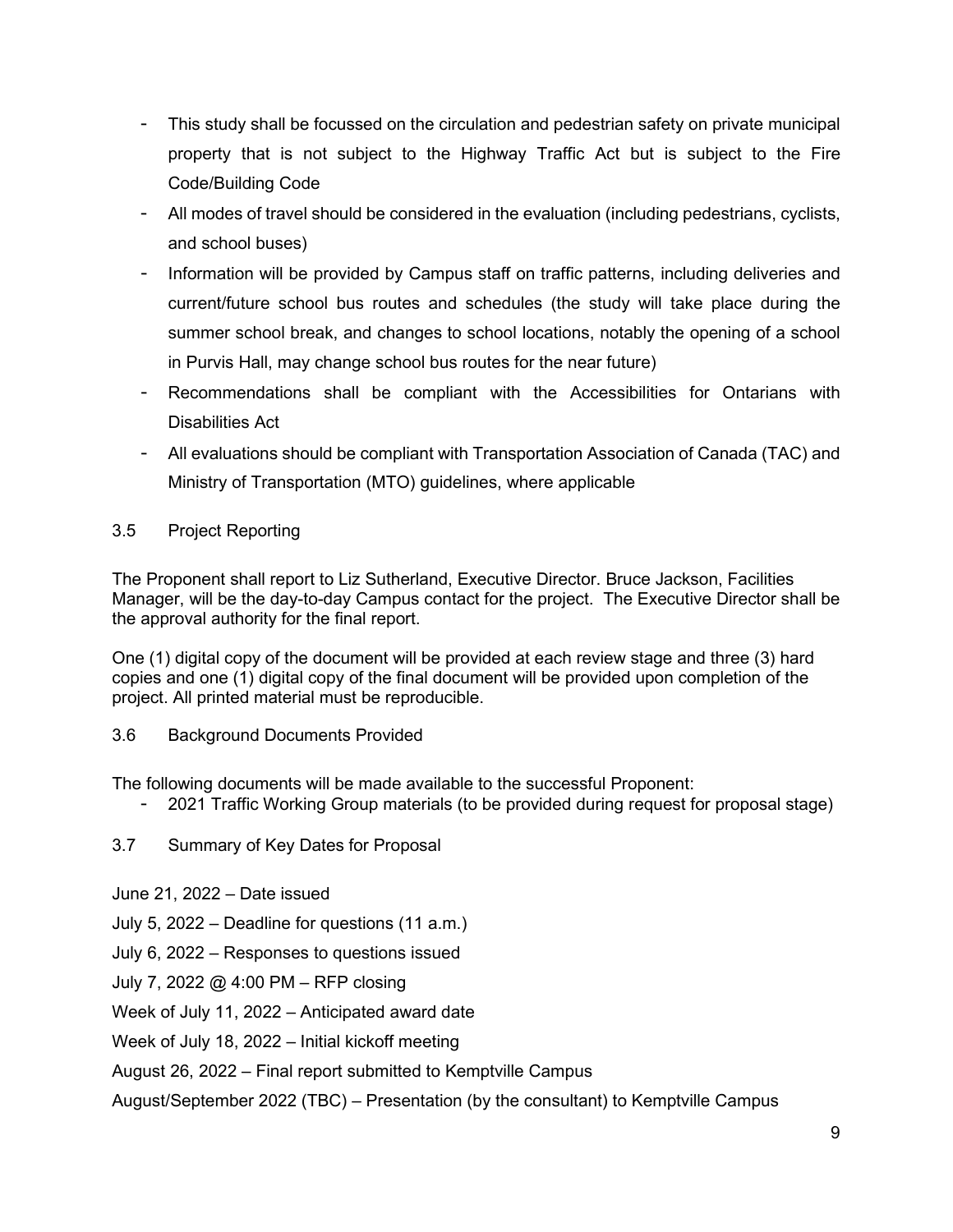- This study shall be focussed on the circulation and pedestrian safety on private municipal property that is not subject to the Highway Traffic Act but is subject to the Fire Code/Building Code
- All modes of travel should be considered in the evaluation (including pedestrians, cyclists, and school buses)
- Information will be provided by Campus staff on traffic patterns, including deliveries and current/future school bus routes and schedules (the study will take place during the summer school break, and changes to school locations, notably the opening of a school in Purvis Hall, may change school bus routes for the near future)
- Recommendations shall be compliant with the Accessibilities for Ontarians with Disabilities Act
- All evaluations should be compliant with Transportation Association of Canada (TAC) and Ministry of Transportation (MTO) guidelines, where applicable

### 3.5 Project Reporting

The Proponent shall report to Liz Sutherland, Executive Director. Bruce Jackson, Facilities Manager, will be the day-to-day Campus contact for the project. The Executive Director shall be the approval authority for the final report.

One (1) digital copy of the document will be provided at each review stage and three (3) hard copies and one (1) digital copy of the final document will be provided upon completion of the project. All printed material must be reproducible.

### 3.6 Background Documents Provided

The following documents will be made available to the successful Proponent:

- 2021 Traffic Working Group materials (to be provided during request for proposal stage)

### 3.7 Summary of Key Dates for Proposal

June 21, 2022 – Date issued

July 5, 2022 – Deadline for questions (11 a.m.)

July 6, 2022 – Responses to questions issued

July 7, 2022 @ 4:00 PM – RFP closing

Week of July 11, 2022 – Anticipated award date

Week of July 18, 2022 – Initial kickoff meeting

August 26, 2022 – Final report submitted to Kemptville Campus

August/September 2022 (TBC) – Presentation (by the consultant) to Kemptville Campus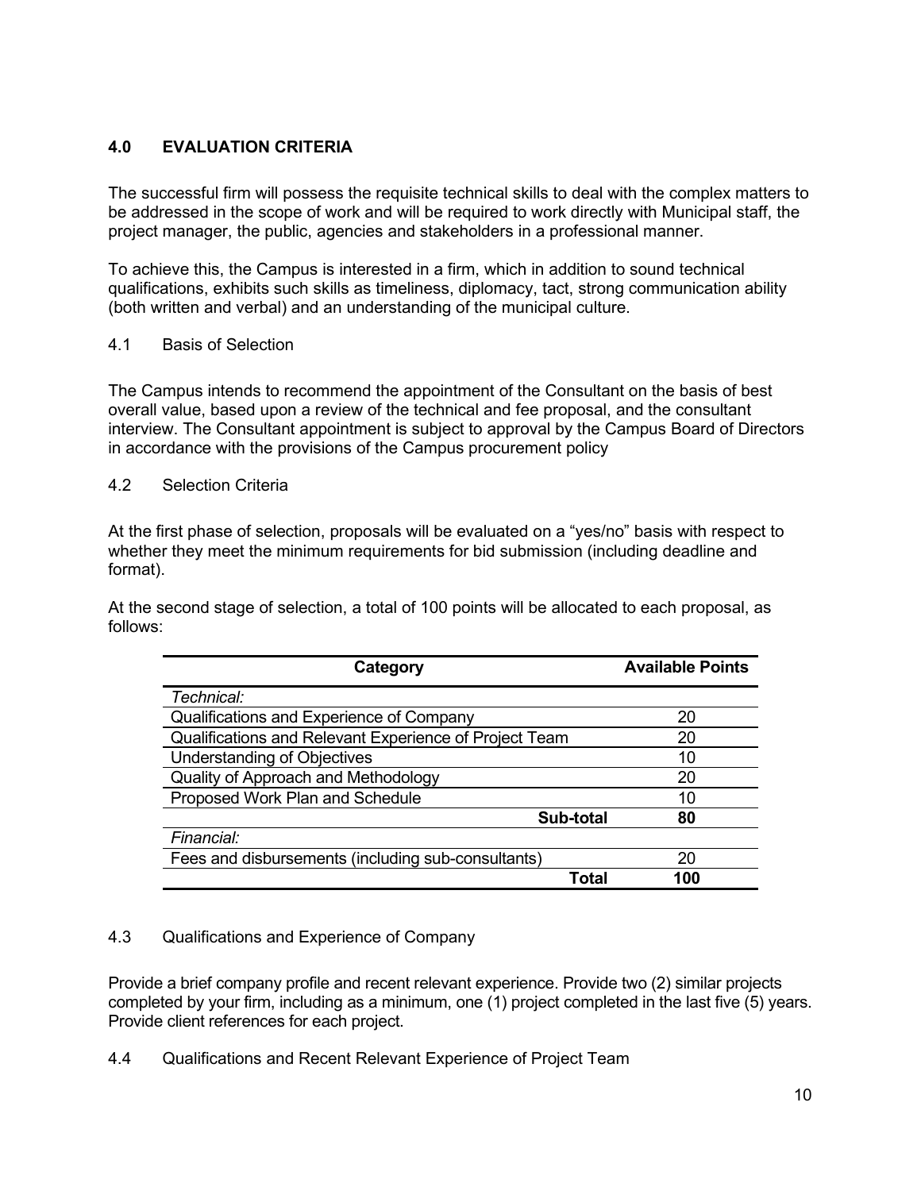## 4.0 EVALUATION CRITERIA

The successful firm will possess the requisite technical skills to deal with the complex matters to be addressed in the scope of work and will be required to work directly with Municipal staff, the project manager, the public, agencies and stakeholders in a professional manner.

To achieve this, the Campus is interested in a firm, which in addition to sound technical qualifications, exhibits such skills as timeliness, diplomacy, tact, strong communication ability (both written and verbal) and an understanding of the municipal culture.

### 4.1 Basis of Selection

The Campus intends to recommend the appointment of the Consultant on the basis of best overall value, based upon a review of the technical and fee proposal, and the consultant interview. The Consultant appointment is subject to approval by the Campus Board of Directors in accordance with the provisions of the Campus procurement policy

### 4.2 Selection Criteria

At the first phase of selection, proposals will be evaluated on a "yes/no" basis with respect to whether they meet the minimum requirements for bid submission (including deadline and format).

At the second stage of selection, a total of 100 points will be allocated to each proposal, as follows:

| Category | Available Points |
|---|---|
| *Technical:* | |
| Qualifications and Experience of Company | 20 |
| Qualifications and Relevant Experience of Project Team | 20 |
| Understanding of Objectives | 10 |
| Quality of Approach and Methodology | 20 |
| Proposed Work Plan and Schedule | 10 |
| **Sub-total** | **80** |
| *Financial:* | |
| Fees and disbursements (including sub-consultants) | 20 |
| **Total** | **100** |

### 4.3 Qualifications and Experience of Company

Provide a brief company profile and recent relevant experience. Provide two (2) similar projects completed by your firm, including as a minimum, one (1) project completed in the last five (5) years. Provide client references for each project.

### 4.4 Qualifications and Recent Relevant Experience of Project Team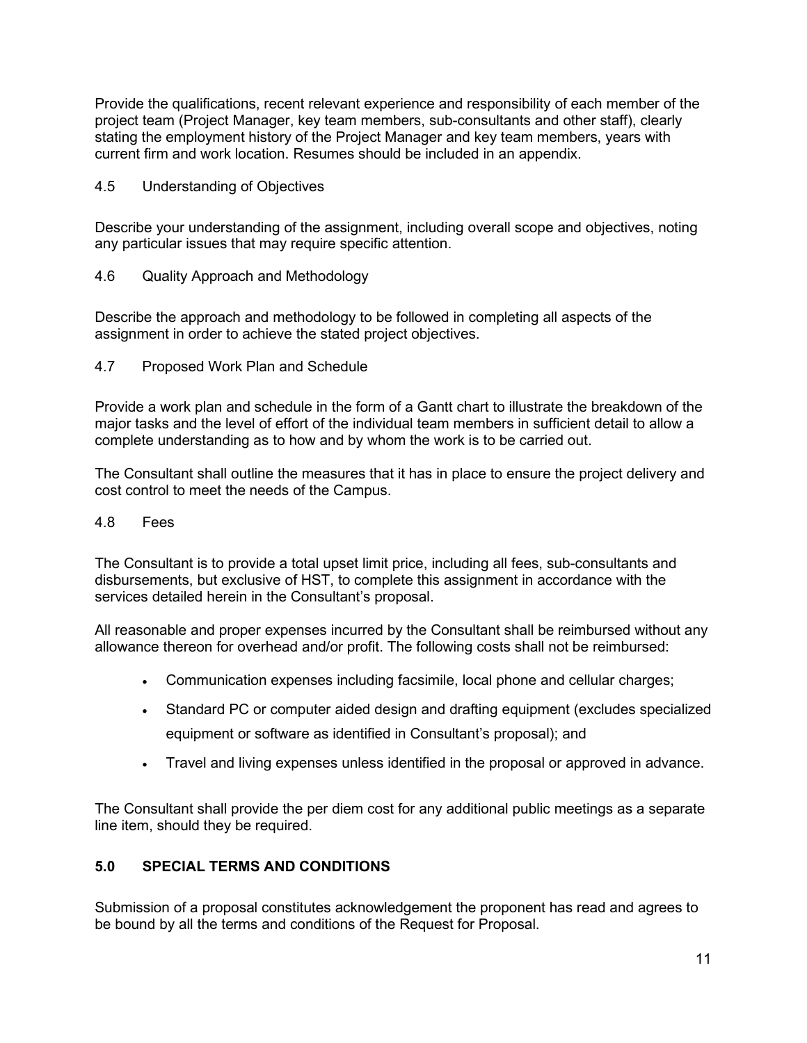Provide the qualifications, recent relevant experience and responsibility of each member of the project team (Project Manager, key team members, sub-consultants and other staff), clearly stating the employment history of the Project Manager and key team members, years with current firm and work location. Resumes should be included in an appendix.

### 4.5 Understanding of Objectives

Describe your understanding of the assignment, including overall scope and objectives, noting any particular issues that may require specific attention.

### 4.6 Quality Approach and Methodology

Describe the approach and methodology to be followed in completing all aspects of the assignment in order to achieve the stated project objectives.

### 4.7 Proposed Work Plan and Schedule

Provide a work plan and schedule in the form of a Gantt chart to illustrate the breakdown of the major tasks and the level of effort of the individual team members in sufficient detail to allow a complete understanding as to how and by whom the work is to be carried out.

The Consultant shall outline the measures that it has in place to ensure the project delivery and cost control to meet the needs of the Campus.

### 4.8 Fees

The Consultant is to provide a total upset limit price, including all fees, sub-consultants and disbursements, but exclusive of HST, to complete this assignment in accordance with the services detailed herein in the Consultant's proposal.

All reasonable and proper expenses incurred by the Consultant shall be reimbursed without any allowance thereon for overhead and/or profit. The following costs shall not be reimbursed:

- Communication expenses including facsimile, local phone and cellular charges;
- Standard PC or computer aided design and drafting equipment (excludes specialized equipment or software as identified in Consultant's proposal); and
- Travel and living expenses unless identified in the proposal or approved in advance.

The Consultant shall provide the per diem cost for any additional public meetings as a separate line item, should they be required.

## 5.0 SPECIAL TERMS AND CONDITIONS

Submission of a proposal constitutes acknowledgement the proponent has read and agrees to be bound by all the terms and conditions of the Request for Proposal.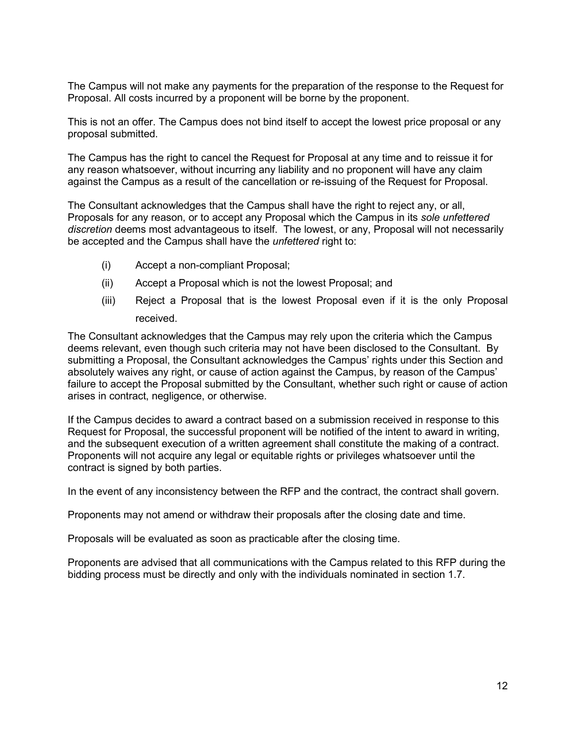The Campus will not make any payments for the preparation of the response to the Request for Proposal. All costs incurred by a proponent will be borne by the proponent.

This is not an offer. The Campus does not bind itself to accept the lowest price proposal or any proposal submitted.

The Campus has the right to cancel the Request for Proposal at any time and to reissue it for any reason whatsoever, without incurring any liability and no proponent will have any claim against the Campus as a result of the cancellation or re-issuing of the Request for Proposal.

The Consultant acknowledges that the Campus shall have the right to reject any, or all, Proposals for any reason, or to accept any Proposal which the Campus in its *sole unfettered discretion* deems most advantageous to itself. The lowest, or any, Proposal will not necessarily be accepted and the Campus shall have the *unfettered* right to:

(i) Accept a non-compliant Proposal;

(ii) Accept a Proposal which is not the lowest Proposal; and

(iii) Reject a Proposal that is the lowest Proposal even if it is the only Proposal received.

The Consultant acknowledges that the Campus may rely upon the criteria which the Campus deems relevant, even though such criteria may not have been disclosed to the Consultant. By submitting a Proposal, the Consultant acknowledges the Campus' rights under this Section and absolutely waives any right, or cause of action against the Campus, by reason of the Campus' failure to accept the Proposal submitted by the Consultant, whether such right or cause of action arises in contract, negligence, or otherwise.

If the Campus decides to award a contract based on a submission received in response to this Request for Proposal, the successful proponent will be notified of the intent to award in writing, and the subsequent execution of a written agreement shall constitute the making of a contract. Proponents will not acquire any legal or equitable rights or privileges whatsoever until the contract is signed by both parties.

In the event of any inconsistency between the RFP and the contract, the contract shall govern.

Proponents may not amend or withdraw their proposals after the closing date and time.

Proposals will be evaluated as soon as practicable after the closing time.

Proponents are advised that all communications with the Campus related to this RFP during the bidding process must be directly and only with the individuals nominated in section 1.7.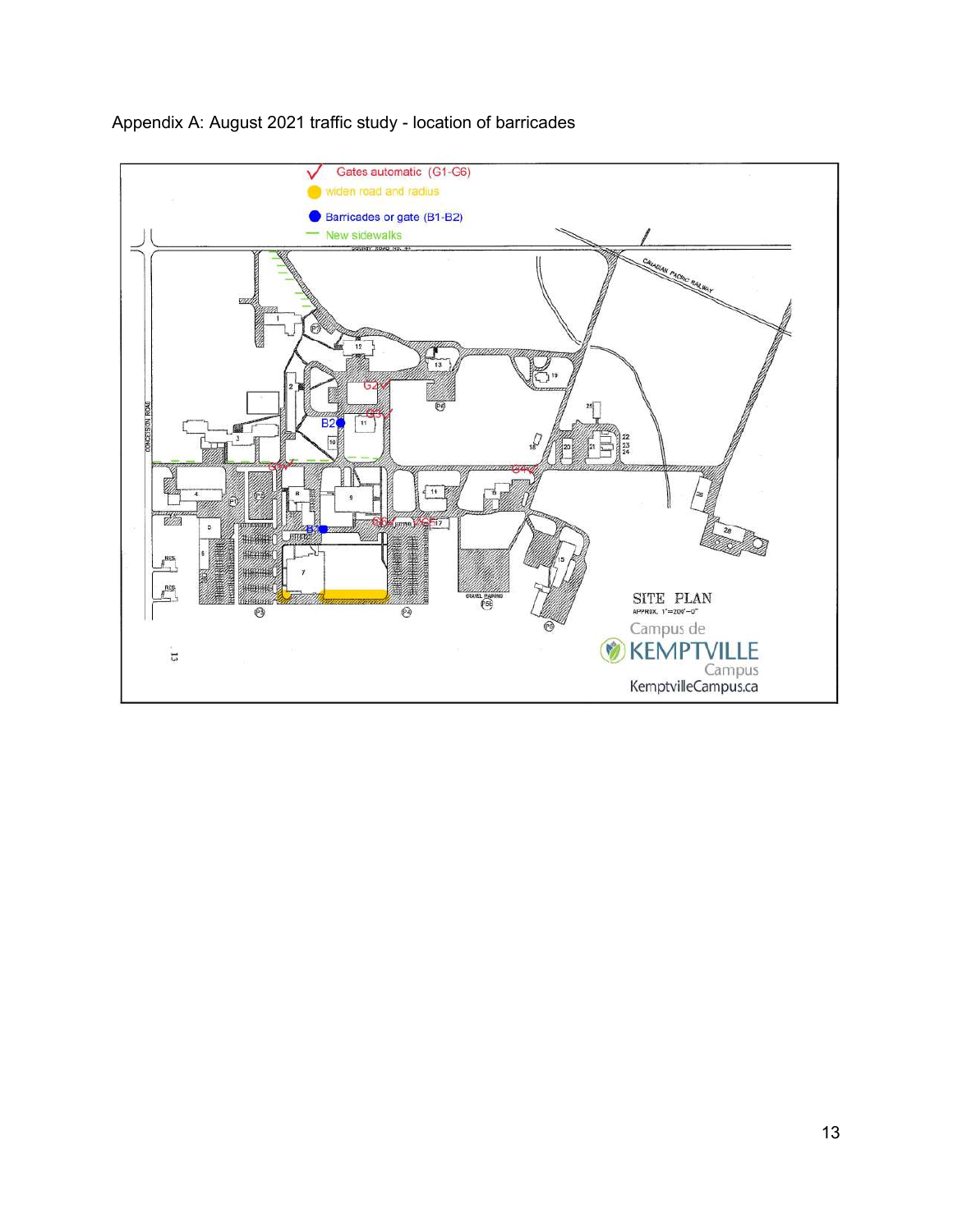Appendix A: August 2021 traffic study - location of barricades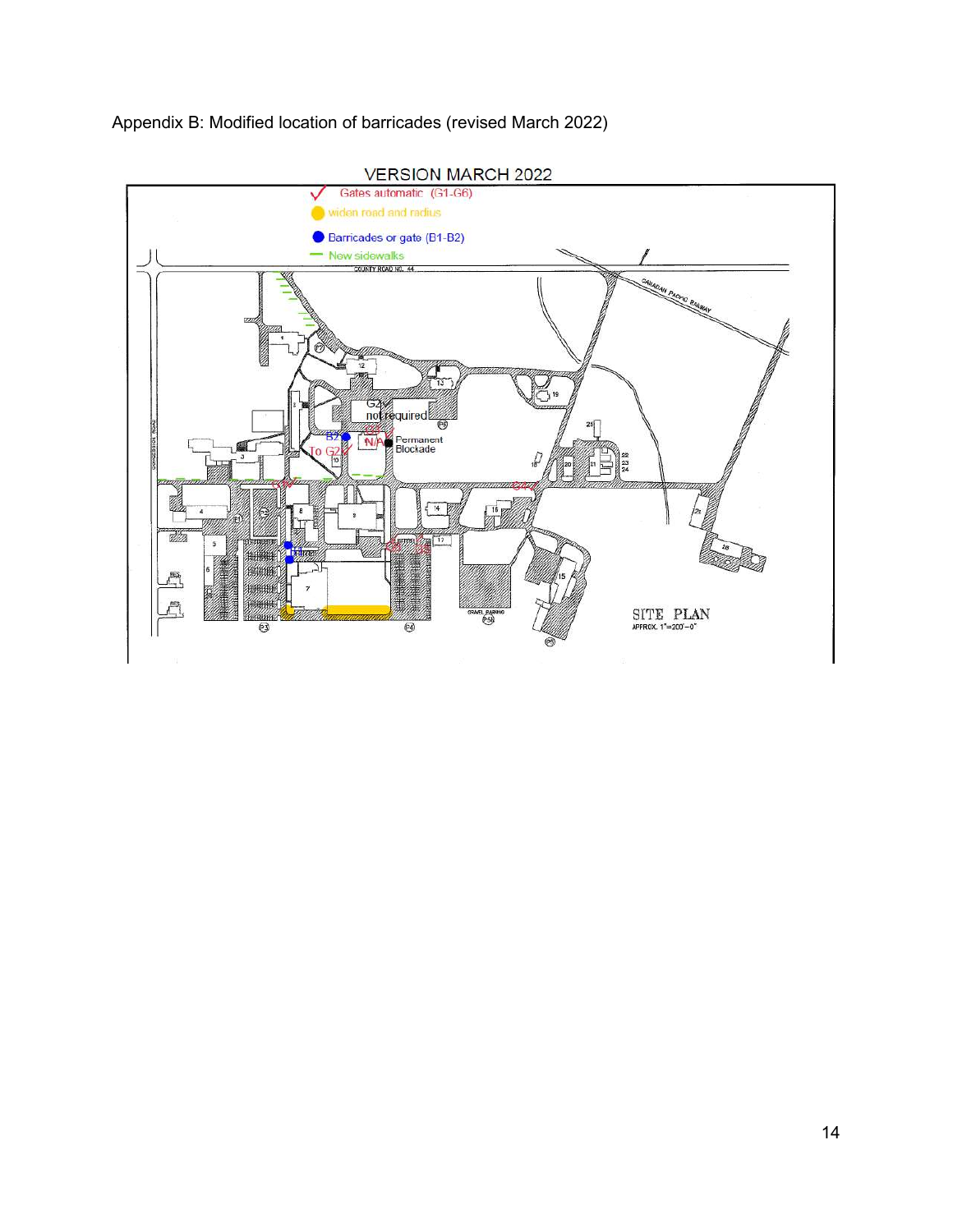Appendix B: Modified location of barricades (revised March 2022)

VERSION MARCH 2022

✓ Gates automatic (G1-G6)

widen road and radius

Barricades or gate (B1-B2)

New sidewalks

COUNTY ROAD NO. 44

CANADIAN PACIFIC RAILWAY

CONCESSION ROAD

G2 not required

B2

To G2

N/A

Permanent Blockade

G1

G4

B1

G5

G6

GRAVEL PARKING

SITE PLAN

APPROX. 1"=200'-0"